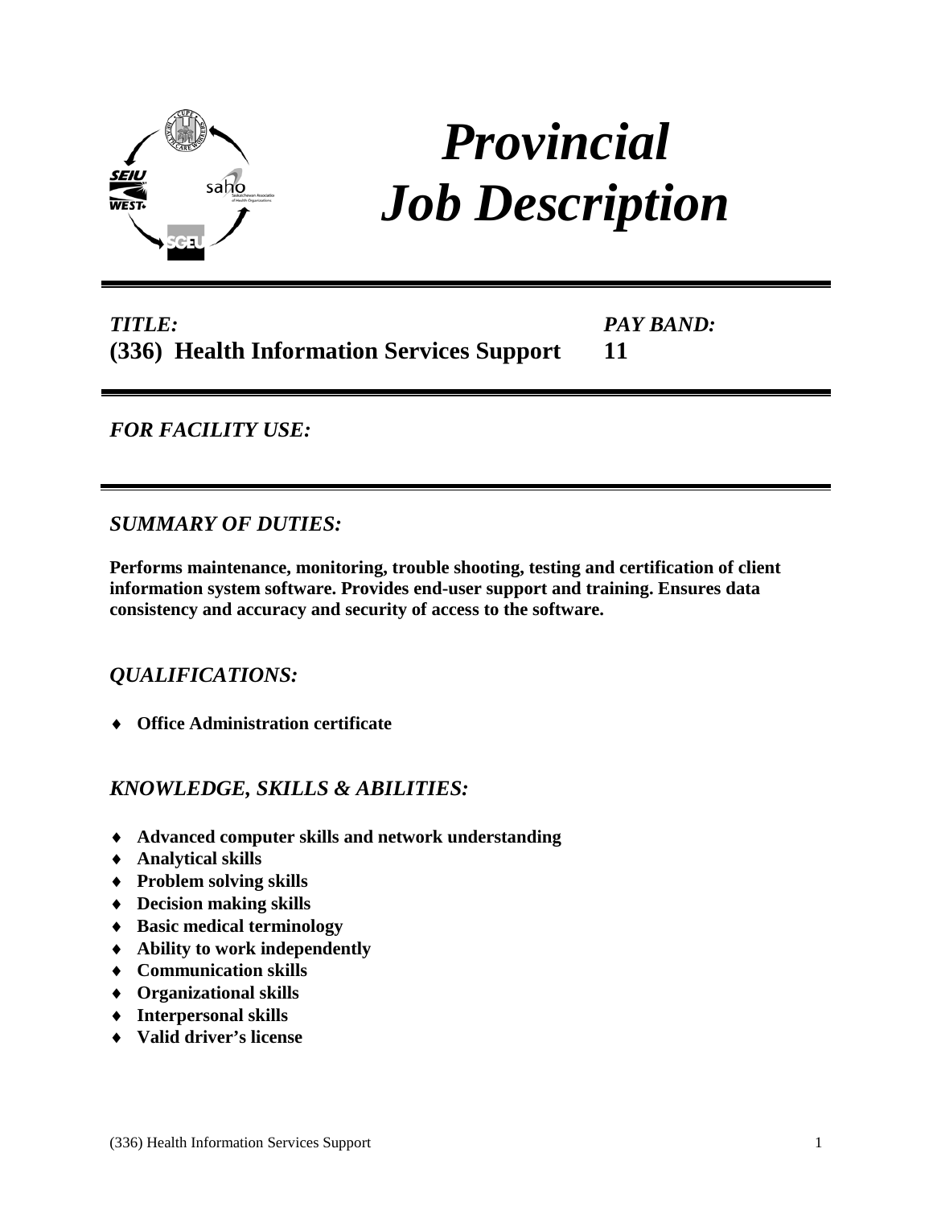# *Provincial Job Description*

*TITLE:* **(336) Health Information Services Support**

*PAY BAND:* **11**

---

*FOR FACILITY USE:*

---

## *SUMMARY OF DUTIES:*

**Performs maintenance, monitoring, trouble shooting, testing and certification of client information system software. Provides end-user support and training. Ensures data consistency and accuracy and security of access to the software.**

## *QUALIFICATIONS:*

- **Office Administration certificate**

## *KNOWLEDGE, SKILLS & ABILITIES:*

- **Advanced computer skills and network understanding**
- **Analytical skills**
- **Problem solving skills**
- **Decision making skills**
- **Basic medical terminology**
- **Ability to work independently**
- **Communication skills**
- **Organizational skills**
- **Interpersonal skills**
- **Valid driver's license**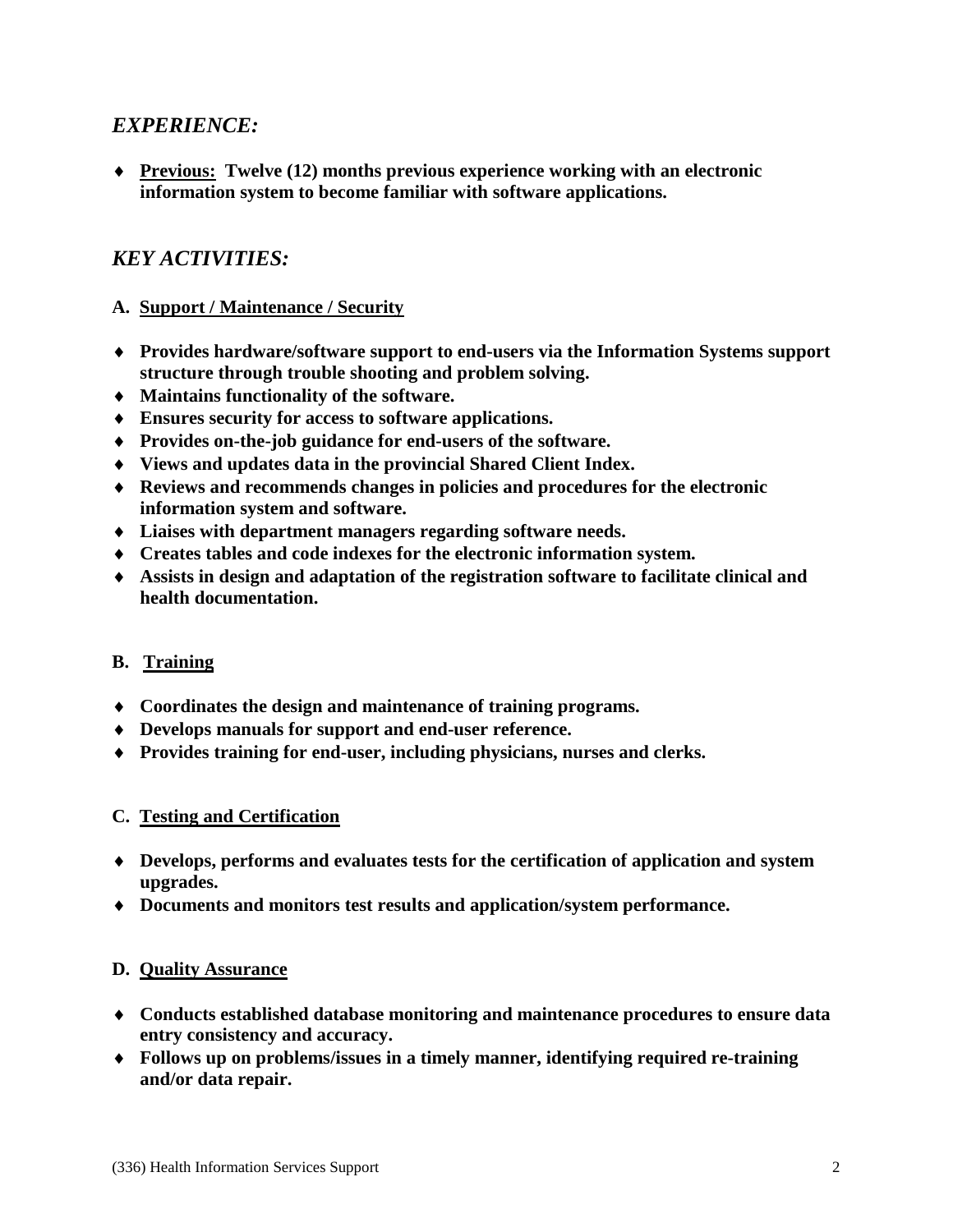## *EXPERIENCE:*

- **Previous:** **Twelve (12) months previous experience working with an electronic information system to become familiar with software applications.**

## *KEY ACTIVITIES:*

### A. Support / Maintenance / Security

- **Provides hardware/software support to end-users via the Information Systems support structure through trouble shooting and problem solving.**
- **Maintains functionality of the software.**
- **Ensures security for access to software applications.**
- **Provides on-the-job guidance for end-users of the software.**
- **Views and updates data in the provincial Shared Client Index.**
- **Reviews and recommends changes in policies and procedures for the electronic information system and software.**
- **Liaises with department managers regarding software needs.**
- **Creates tables and code indexes for the electronic information system.**
- **Assists in design and adaptation of the registration software to facilitate clinical and health documentation.**

### B. Training

- **Coordinates the design and maintenance of training programs.**
- **Develops manuals for support and end-user reference.**
- **Provides training for end-user, including physicians, nurses and clerks.**

### C. Testing and Certification

- **Develops, performs and evaluates tests for the certification of application and system upgrades.**
- **Documents and monitors test results and application/system performance.**

### D. Quality Assurance

- **Conducts established database monitoring and maintenance procedures to ensure data entry consistency and accuracy.**
- **Follows up on problems/issues in a timely manner, identifying required re-training and/or data repair.**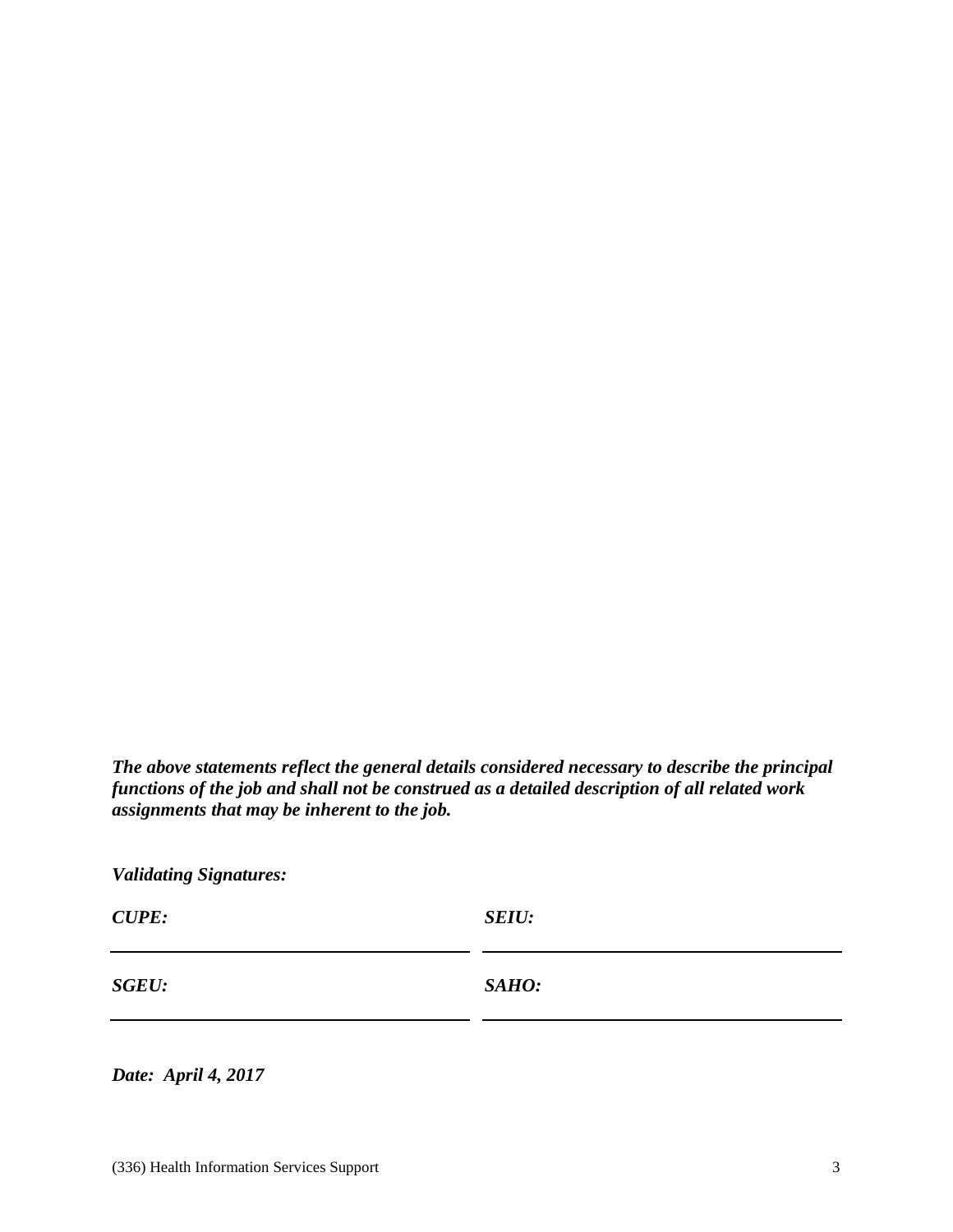***The above statements reflect the general details considered necessary to describe the principal functions of the job and shall not be construed as a detailed description of all related work assignments that may be inherent to the job.***

***Validating Signatures:***

| | |
|---|---|
| ***CUPE:*** | ***SEIU:*** |
| ___________________________ | ___________________________ |
| ***SGEU:*** | ***SAHO:*** |
| ___________________________ | ___________________________ |

***Date: April 4, 2017***